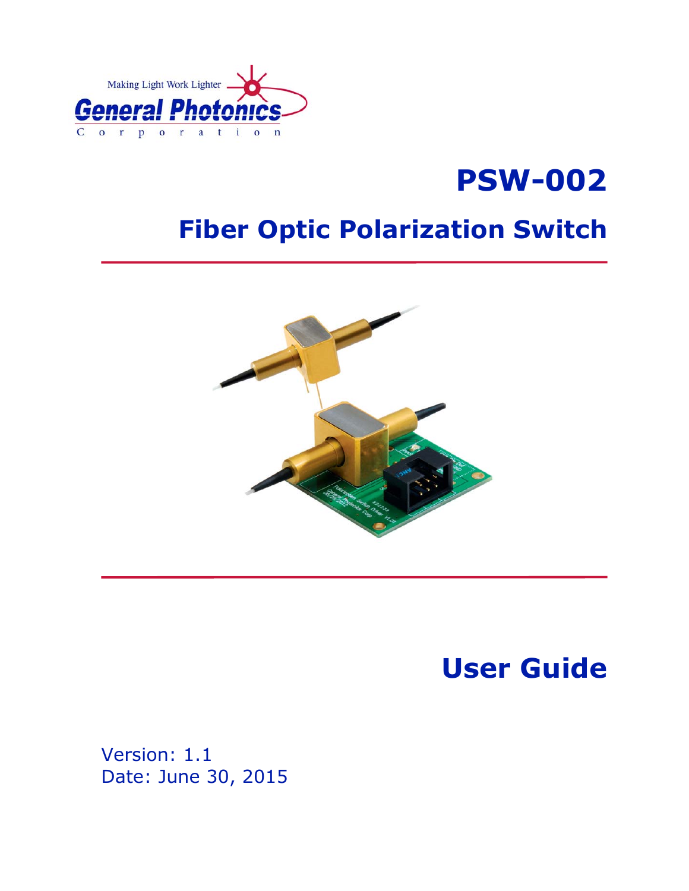Making Light Work Lighter

General Photonics Corporation

# PSW-002

## Fiber Optic Polarization Switch

# User Guide

Version: 1.1
Date: June 30, 2015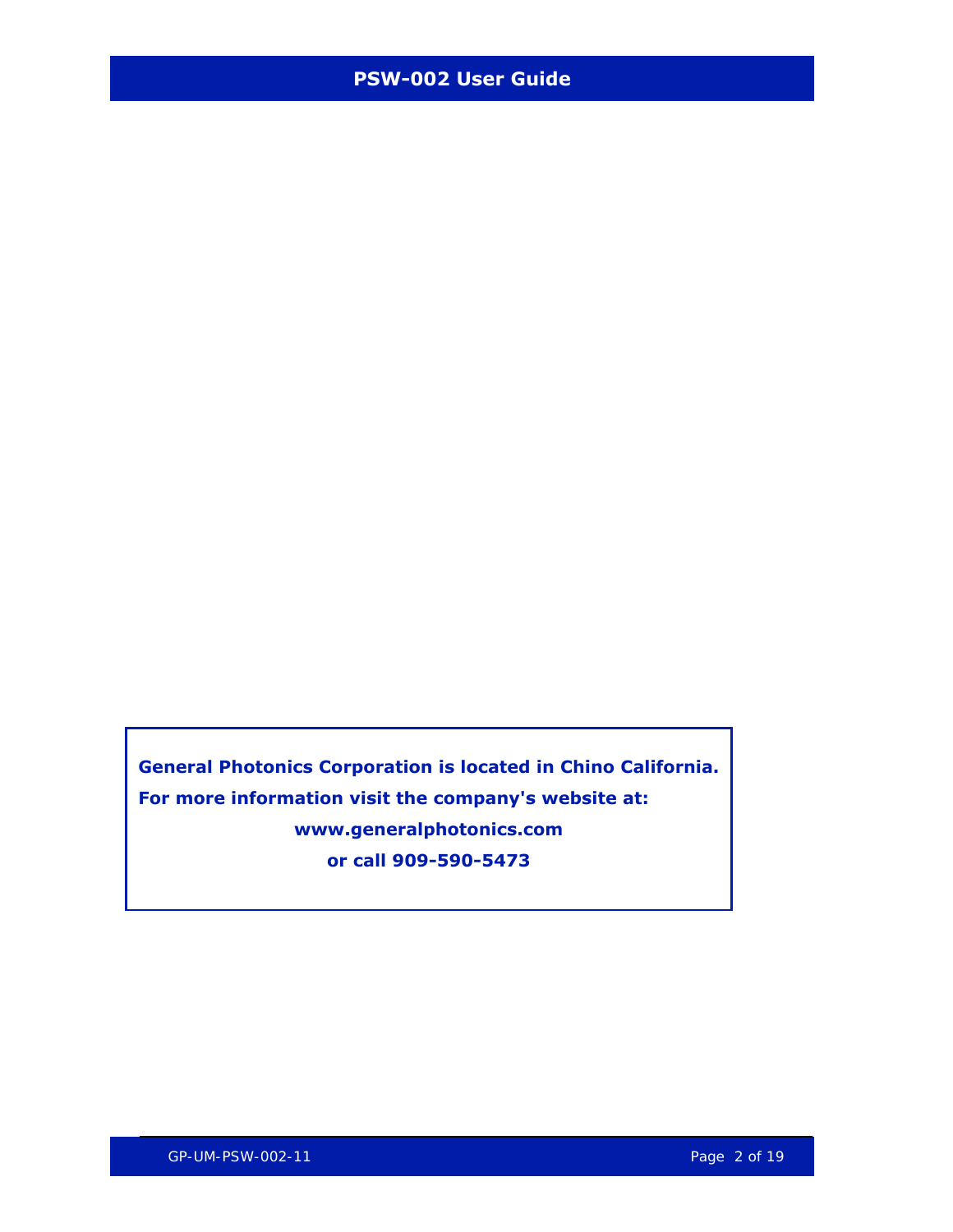**General Photonics Corporation is located in Chino California.**
**For more information visit the company's website at:**
**www.generalphotonics.com**
**or call 909-590-5473**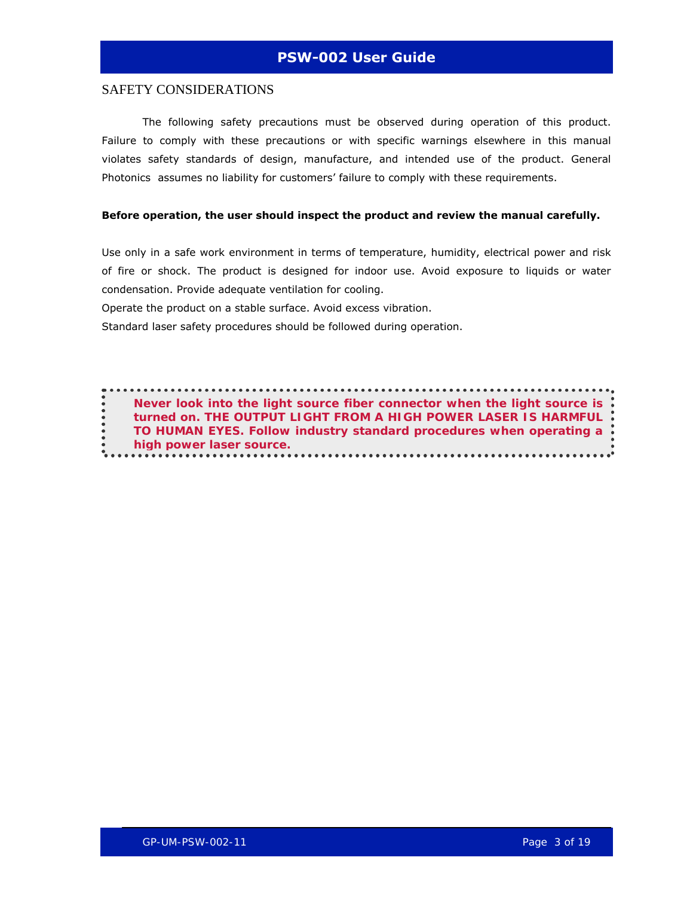## SAFETY CONSIDERATIONS

The following safety precautions must be observed during operation of this product. Failure to comply with these precautions or with specific warnings elsewhere in this manual violates safety standards of design, manufacture, and intended use of the product. General Photonics assumes no liability for customers' failure to comply with these requirements.

**Before operation, the user should inspect the product and review the manual carefully.**

Use only in a safe work environment in terms of temperature, humidity, electrical power and risk of fire or shock. The product is designed for indoor use. Avoid exposure to liquids or water condensation. Provide adequate ventilation for cooling.

Operate the product on a stable surface. Avoid excess vibration.

Standard laser safety procedures should be followed during operation.

> **Never look into the light source fiber connector when the light source is turned on. THE OUTPUT LIGHT FROM A HIGH POWER LASER IS HARMFUL TO HUMAN EYES. Follow industry standard procedures when operating a high power laser source.**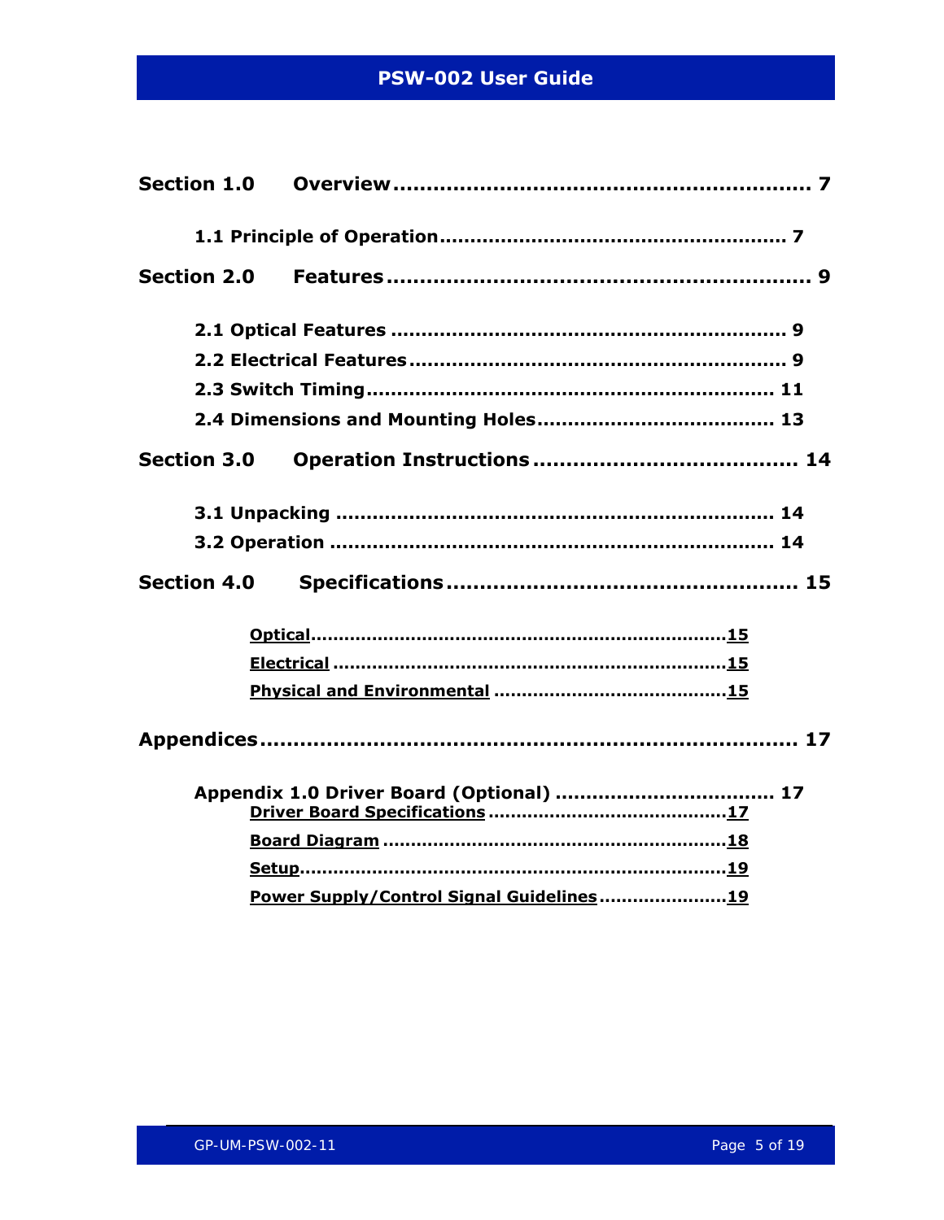**Section 1.0 Overview ............................................................. 7**

**1.1 Principle of Operation....................................................... 7**

**Section 2.0 Features ............................................................. 9**

**2.1 Optical Features ............................................................... 9**

**2.2 Electrical Features ............................................................ 9**

**2.3 Switch Timing.................................................................. 11**

**2.4 Dimensions and Mounting Holes...................................... 13**

**Section 3.0 Operation Instructions ....................................... 14**

**3.1 Unpacking ....................................................................... 14**

**3.2 Operation ........................................................................ 14**

**Section 4.0 Specifications .................................................... 15**

**Optical.........................................................................15**

**Electrical .....................................................................15**

**Physical and Environmental .........................................15**

**Appendices.................................................................................. 17**

**Appendix 1.0 Driver Board (Optional) .................................... 17**

**Driver Board Specifications ..........................................17**

**Board Diagram ............................................................18**

**Setup...........................................................................19**

**Power Supply/Control Signal Guidelines ......................19**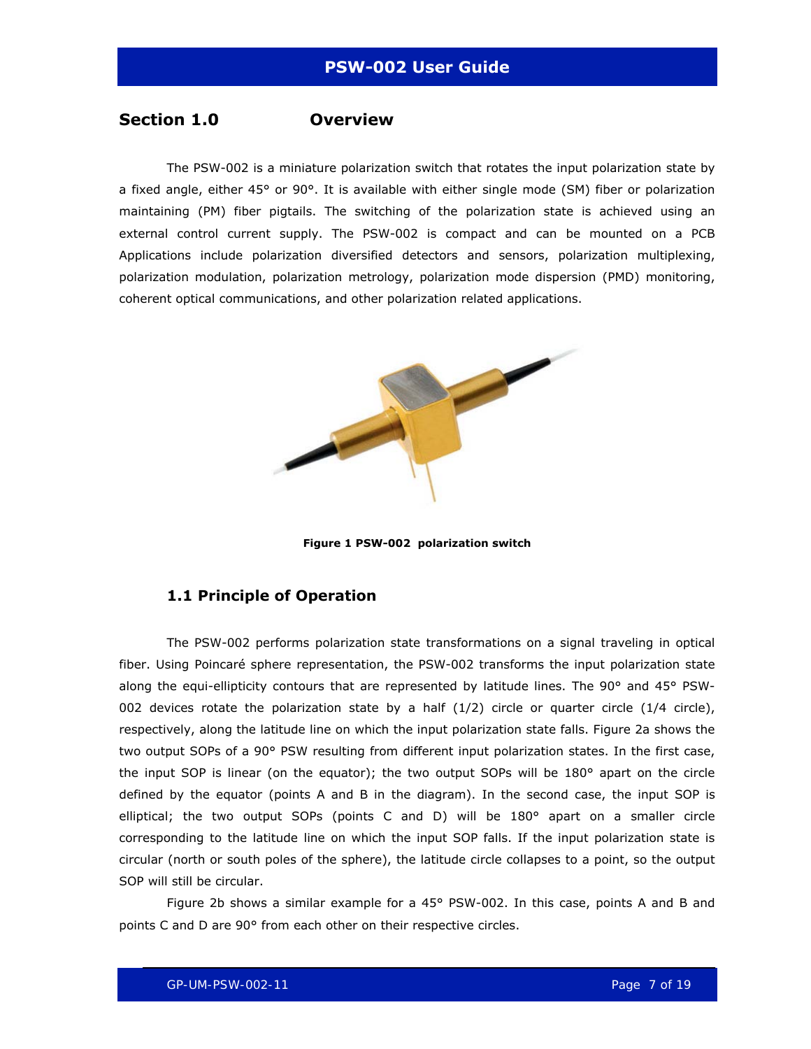## Section 1.0 Overview

The PSW-002 is a miniature polarization switch that rotates the input polarization state by a fixed angle, either 45° or 90°. It is available with either single mode (SM) fiber or polarization maintaining (PM) fiber pigtails. The switching of the polarization state is achieved using an external control current supply. The PSW-002 is compact and can be mounted on a PCB Applications include polarization diversified detectors and sensors, polarization multiplexing, polarization modulation, polarization metrology, polarization mode dispersion (PMD) monitoring, coherent optical communications, and other polarization related applications.

**Figure 1 PSW-002 polarization switch**

### 1.1 Principle of Operation

The PSW-002 performs polarization state transformations on a signal traveling in optical fiber. Using Poincaré sphere representation, the PSW-002 transforms the input polarization state along the equi-ellipticity contours that are represented by latitude lines. The 90° and 45° PSW-002 devices rotate the polarization state by a half (1/2) circle or quarter circle (1/4 circle), respectively, along the latitude line on which the input polarization state falls. Figure 2a shows the two output SOPs of a 90° PSW resulting from different input polarization states. In the first case, the input SOP is linear (on the equator); the two output SOPs will be 180° apart on the circle defined by the equator (points A and B in the diagram). In the second case, the input SOP is elliptical; the two output SOPs (points C and D) will be 180° apart on a smaller circle corresponding to the latitude line on which the input SOP falls. If the input polarization state is circular (north or south poles of the sphere), the latitude circle collapses to a point, so the output SOP will still be circular.

Figure 2b shows a similar example for a 45° PSW-002. In this case, points A and B and points C and D are 90° from each other on their respective circles.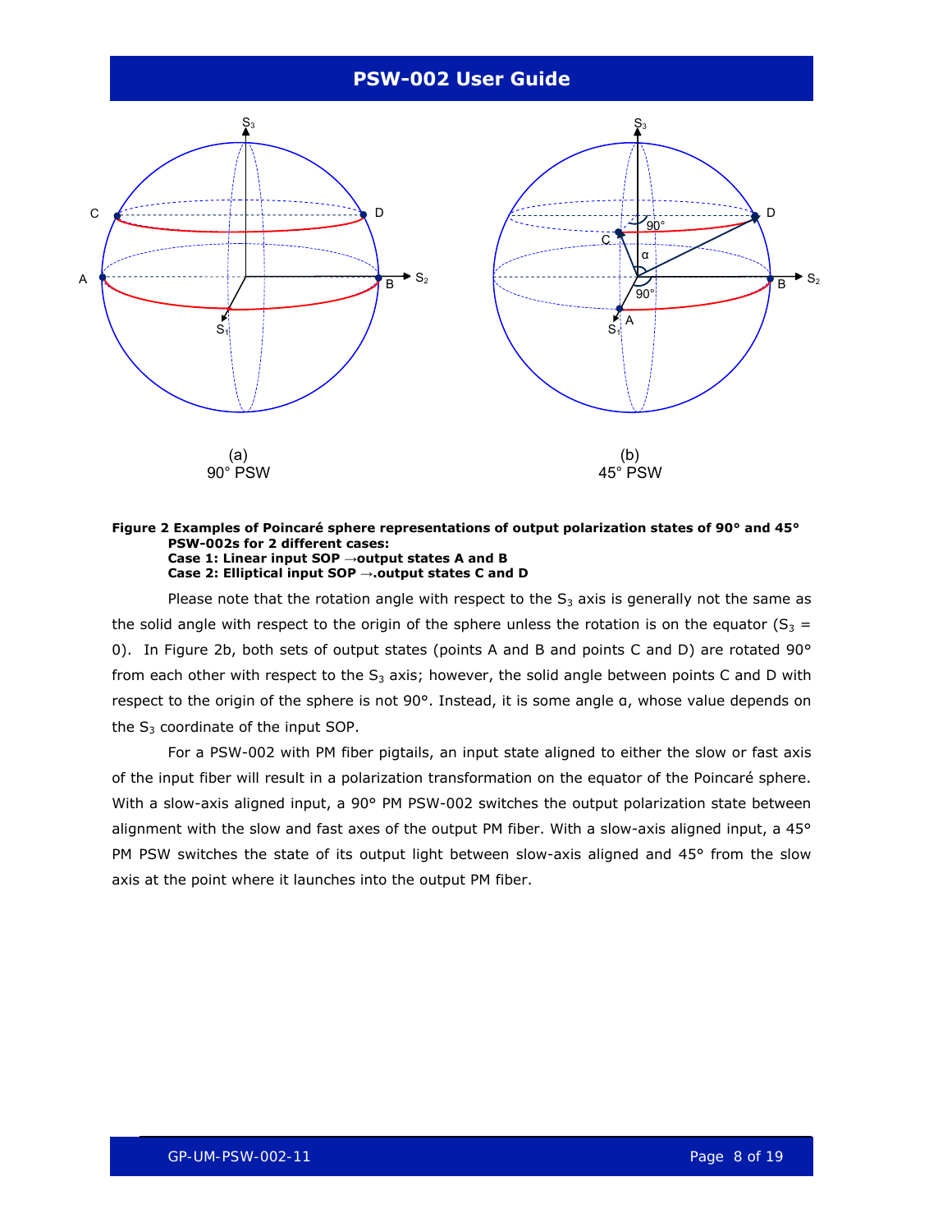**Figure 2 Examples of Poincaré sphere representations of output polarization states of 90° and 45° PSW-002s for 2 different cases:**
**Case 1: Linear input SOP →output states A and B**
**Case 2: Elliptical input SOP →.output states C and D**

Please note that the rotation angle with respect to the $S_3$ axis is generally not the same as the solid angle with respect to the origin of the sphere unless the rotation is on the equator ($S_3$ = 0). In Figure 2b, both sets of output states (points A and B and points C and D) are rotated 90° from each other with respect to the $S_3$ axis; however, the solid angle between points C and D with respect to the origin of the sphere is not 90°. Instead, it is some angle α, whose value depends on the $S_3$ coordinate of the input SOP.

For a PSW-002 with PM fiber pigtails, an input state aligned to either the slow or fast axis of the input fiber will result in a polarization transformation on the equator of the Poincaré sphere. With a slow-axis aligned input, a 90° PM PSW-002 switches the output polarization state between alignment with the slow and fast axes of the output PM fiber. With a slow-axis aligned input, a 45° PM PSW switches the state of its output light between slow-axis aligned and 45° from the slow axis at the point where it launches into the output PM fiber.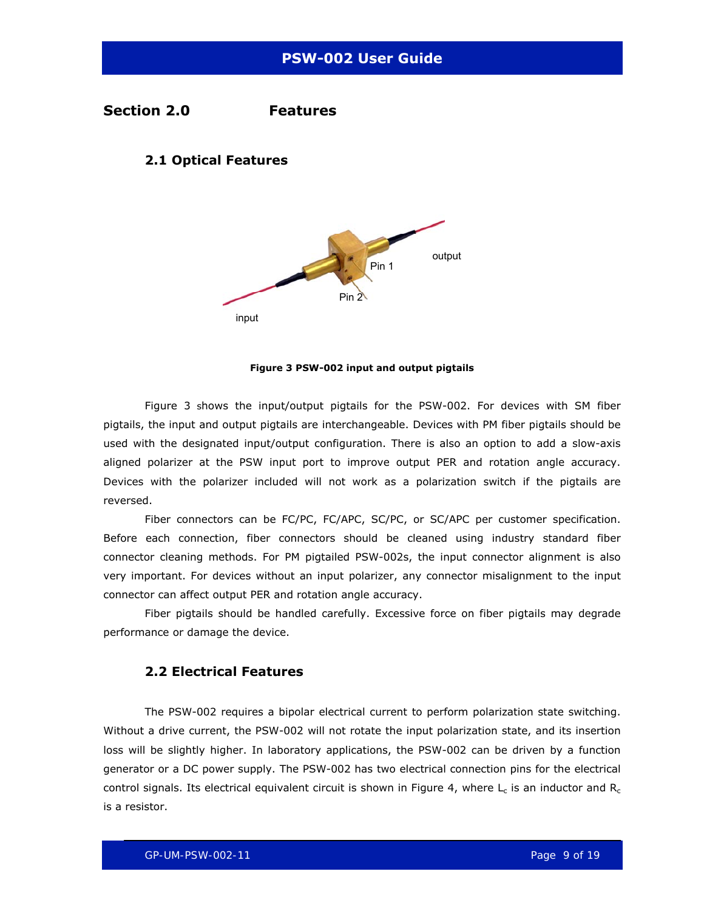# Section 2.0 Features

## 2.1 Optical Features

Figure 3 PSW-002 input and output pigtails

Figure 3 shows the input/output pigtails for the PSW-002. For devices with SM fiber pigtails, the input and output pigtails are interchangeable. Devices with PM fiber pigtails should be used with the designated input/output configuration. There is also an option to add a slow-axis aligned polarizer at the PSW input port to improve output PER and rotation angle accuracy. Devices with the polarizer included will not work as a polarization switch if the pigtails are reversed.

Fiber connectors can be FC/PC, FC/APC, SC/PC, or SC/APC per customer specification. Before each connection, fiber connectors should be cleaned using industry standard fiber connector cleaning methods. For PM pigtailed PSW-002s, the input connector alignment is also very important. For devices without an input polarizer, any connector misalignment to the input connector can affect output PER and rotation angle accuracy.

Fiber pigtails should be handled carefully. Excessive force on fiber pigtails may degrade performance or damage the device.

## 2.2 Electrical Features

The PSW-002 requires a bipolar electrical current to perform polarization state switching. Without a drive current, the PSW-002 will not rotate the input polarization state, and its insertion loss will be slightly higher. In laboratory applications, the PSW-002 can be driven by a function generator or a DC power supply. The PSW-002 has two electrical connection pins for the electrical control signals. Its electrical equivalent circuit is shown in Figure 4, where $L_c$ is an inductor and $R_c$ is a resistor.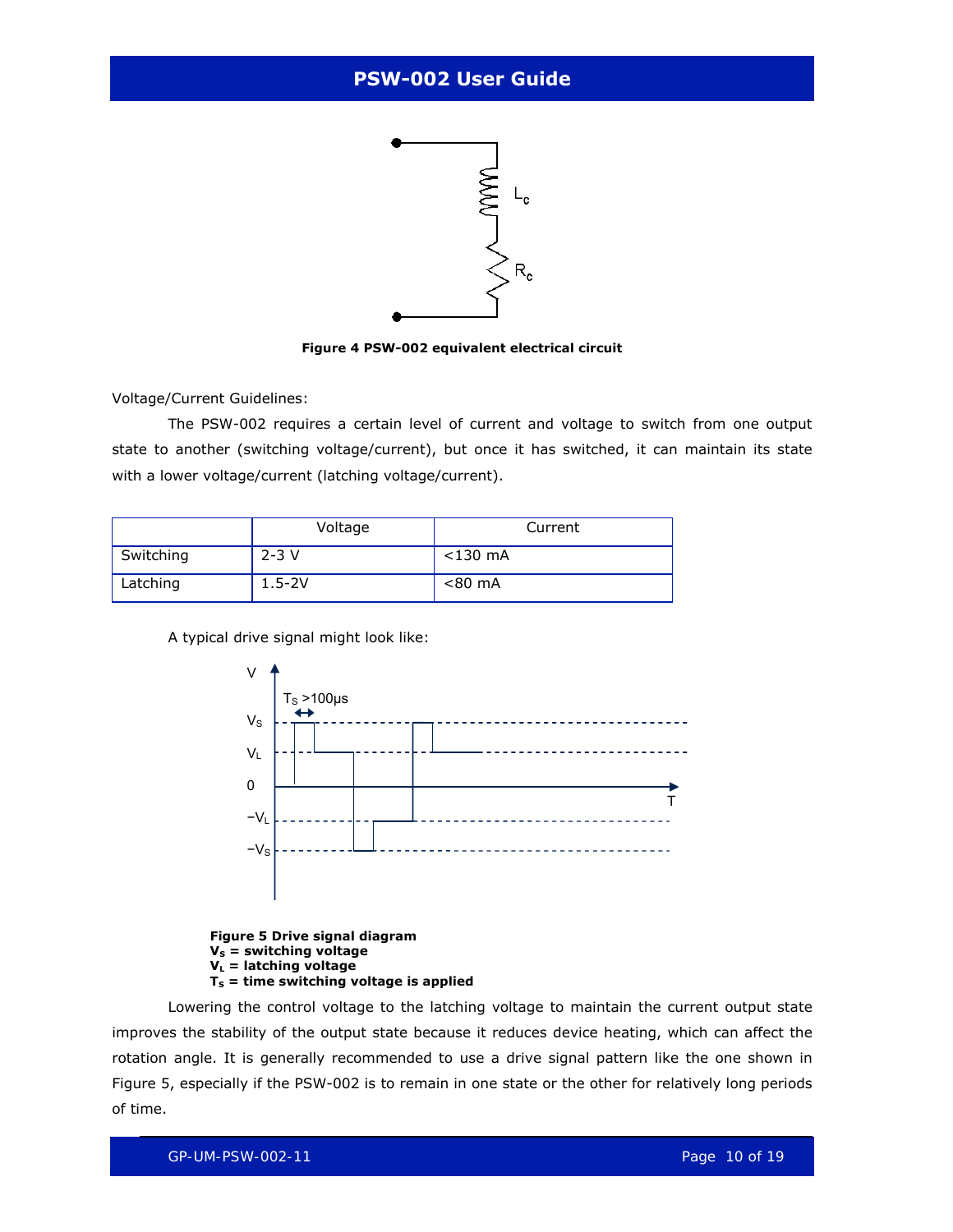Figure 4 PSW-002 equivalent electrical circuit

Voltage/Current Guidelines:

The PSW-002 requires a certain level of current and voltage to switch from one output state to another (switching voltage/current), but once it has switched, it can maintain its state with a lower voltage/current (latching voltage/current).

|  | Voltage | Current |
|---|---|---|
| Switching | 2-3 V | <130 mA |
| Latching | 1.5-2V | <80 mA |

A typical drive signal might look like:

**Figure 5 Drive signal diagram**
**$V_S$ = switching voltage**
**$V_L$ = latching voltage**
**$T_S$ = time switching voltage is applied**

Lowering the control voltage to the latching voltage to maintain the current output state improves the stability of the output state because it reduces device heating, which can affect the rotation angle. It is generally recommended to use a drive signal pattern like the one shown in Figure 5, especially if the PSW-002 is to remain in one state or the other for relatively long periods of time.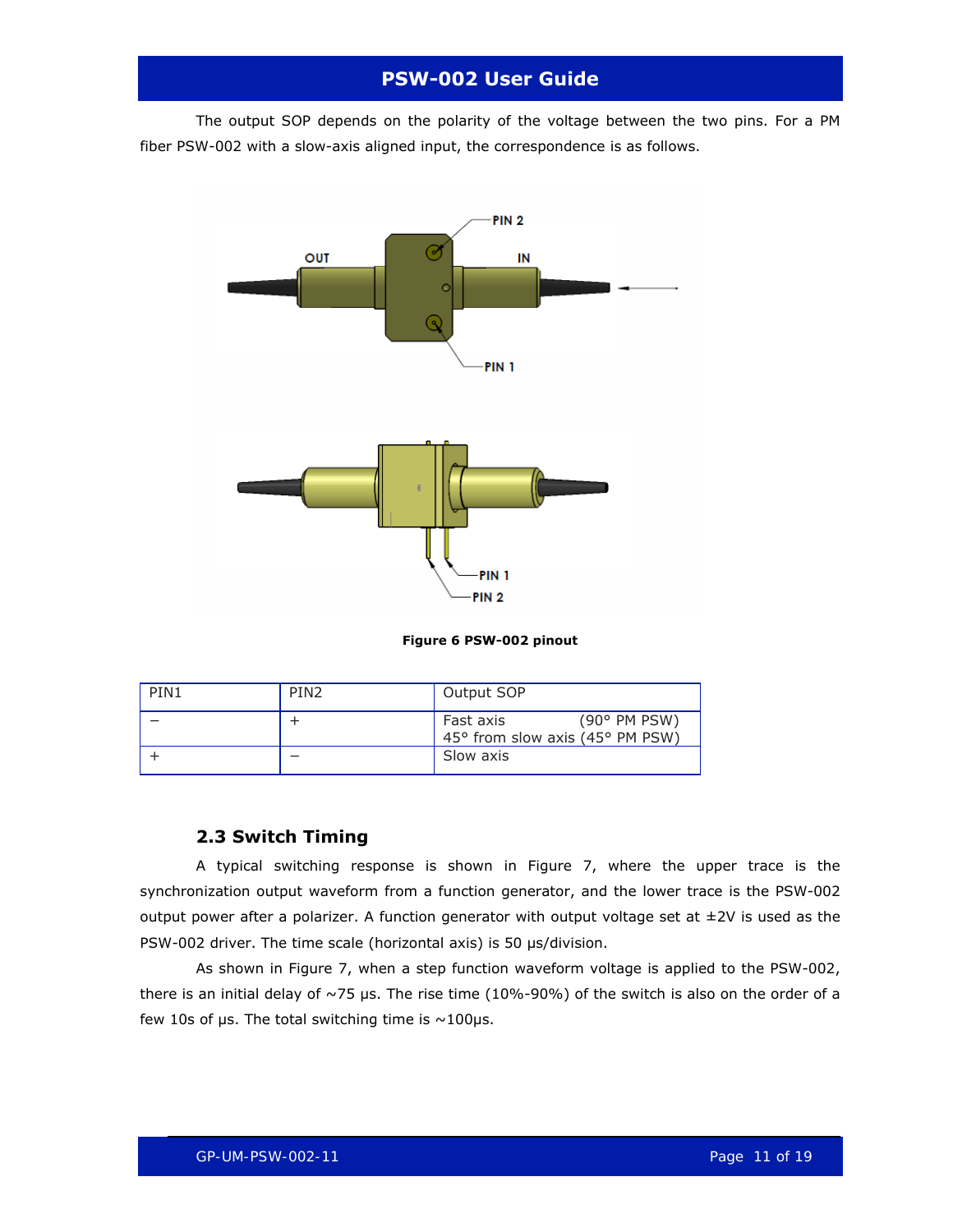The output SOP depends on the polarity of the voltage between the two pins. For a PM fiber PSW-002 with a slow-axis aligned input, the correspondence is as follows.

**Figure 6 PSW-002 pinout**

| PIN1 | PIN2 | Output SOP |
|---|---|---|
| − | + | Fast axis (90° PM PSW)<br>45° from slow axis (45° PM PSW) |
| + | − | Slow axis |

### 2.3 Switch Timing

A typical switching response is shown in Figure 7, where the upper trace is the synchronization output waveform from a function generator, and the lower trace is the PSW-002 output power after a polarizer. A function generator with output voltage set at ±2V is used as the PSW-002 driver. The time scale (horizontal axis) is 50 μs/division.

As shown in Figure 7, when a step function waveform voltage is applied to the PSW-002, there is an initial delay of ~75 μs. The rise time (10%-90%) of the switch is also on the order of a few 10s of μs. The total switching time is ~100μs.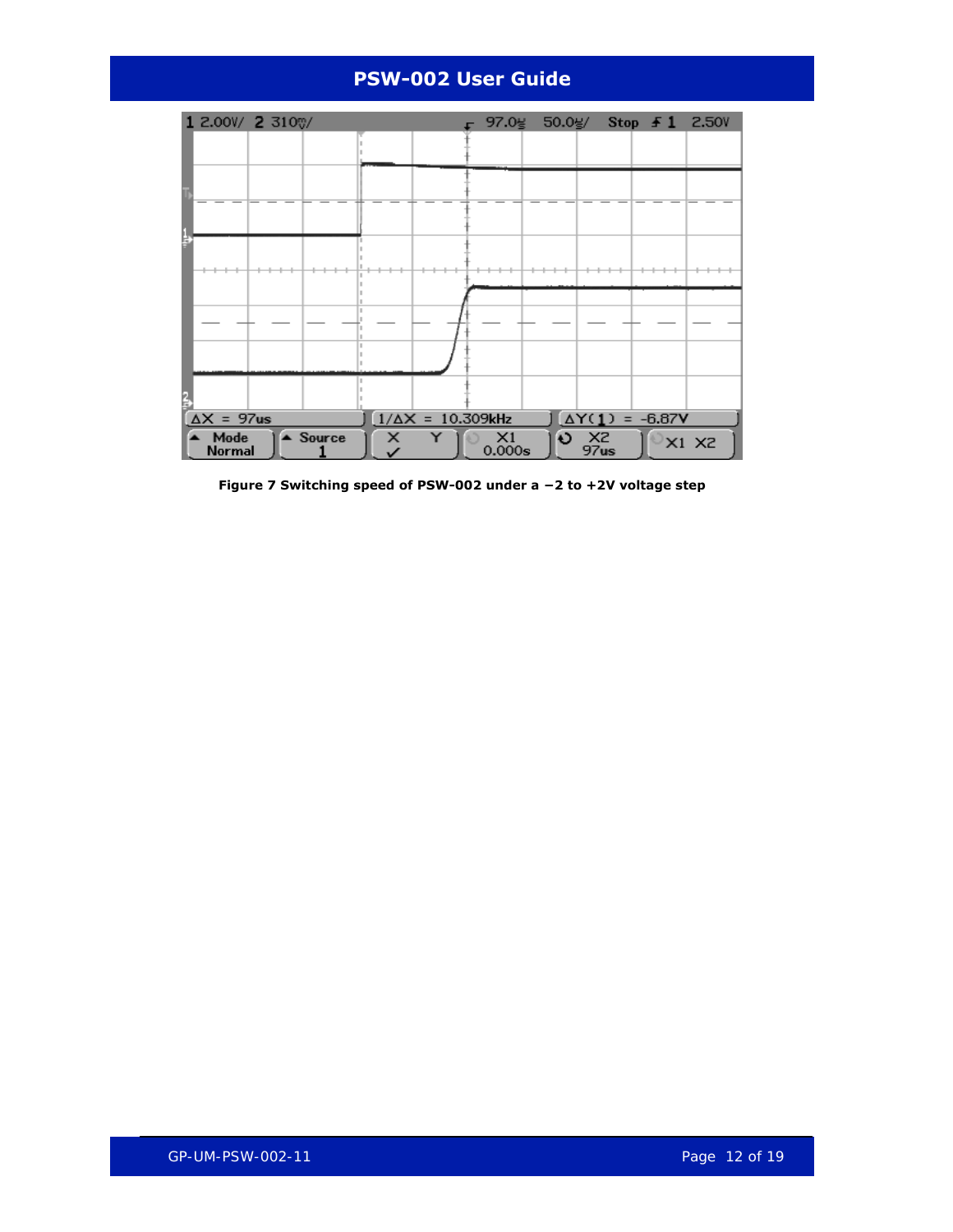Figure 7 Switching speed of PSW-002 under a −2 to +2V voltage step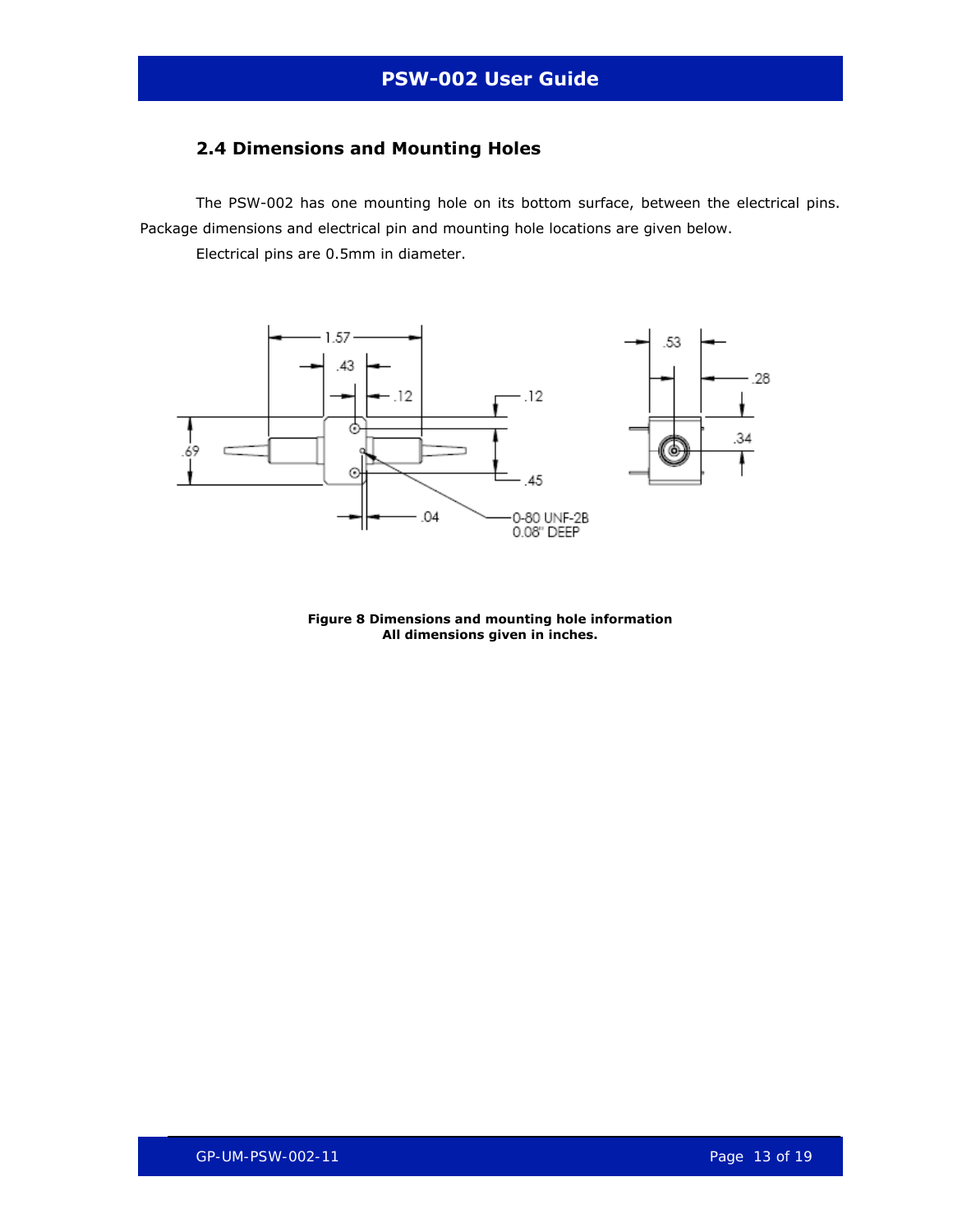## 2.4 Dimensions and Mounting Holes

The PSW-002 has one mounting hole on its bottom surface, between the electrical pins. Package dimensions and electrical pin and mounting hole locations are given below.

Electrical pins are 0.5mm in diameter.

**Figure 8 Dimensions and mounting hole information**
**All dimensions given in inches.**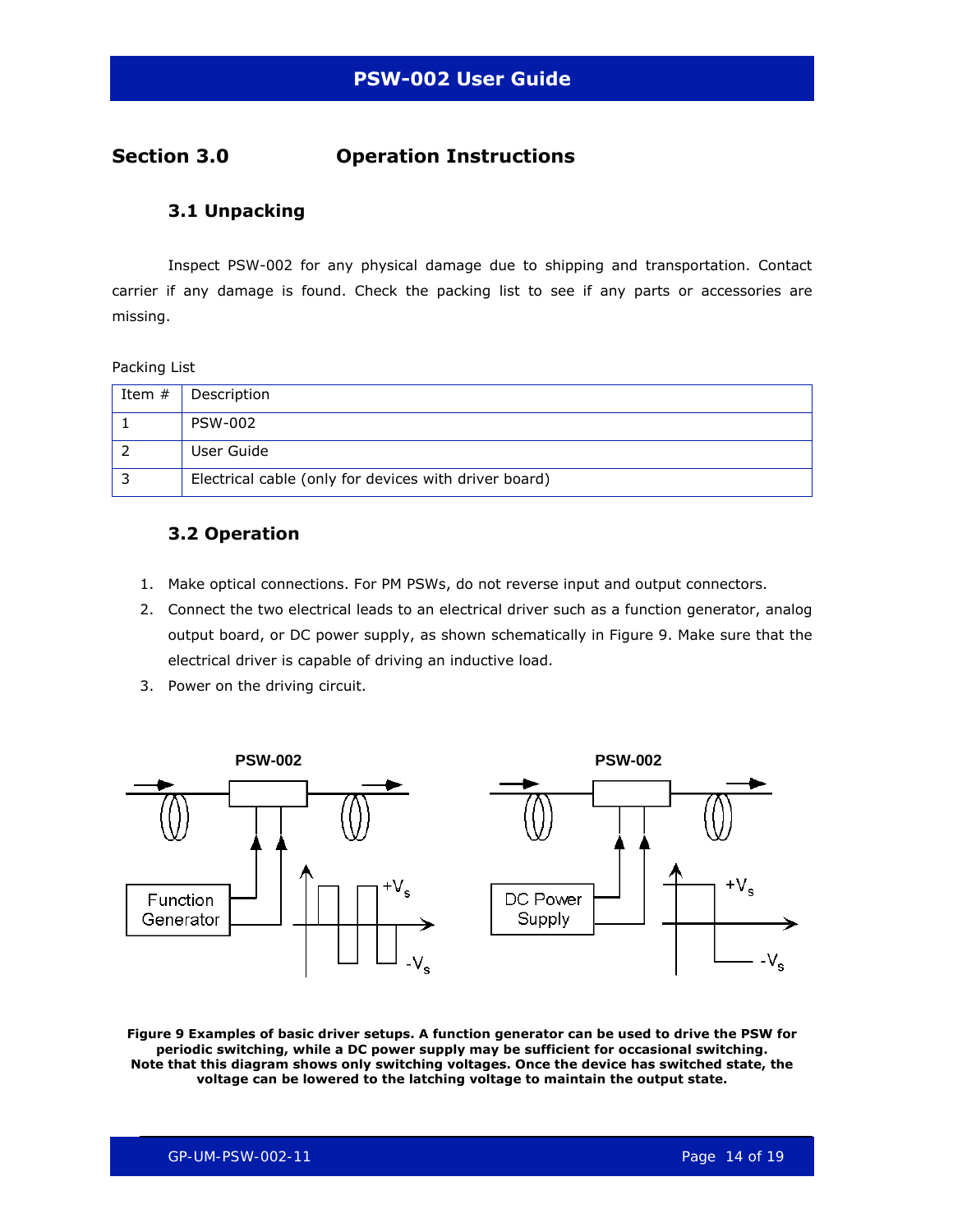## Section 3.0 Operation Instructions

### 3.1 Unpacking

Inspect PSW-002 for any physical damage due to shipping and transportation. Contact carrier if any damage is found. Check the packing list to see if any parts or accessories are missing.

Packing List

| Item # | Description |
|---|---|
| 1 | PSW-002 |
| 2 | User Guide |
| 3 | Electrical cable (only for devices with driver board) |

### 3.2 Operation

1. Make optical connections. For PM PSWs, do not reverse input and output connectors.
2. Connect the two electrical leads to an electrical driver such as a function generator, analog output board, or DC power supply, as shown schematically in Figure 9. Make sure that the electrical driver is capable of driving an inductive load.
3. Power on the driving circuit.

**Figure 9 Examples of basic driver setups. A function generator can be used to drive the PSW for periodic switching, while a DC power supply may be sufficient for occasional switching. Note that this diagram shows only switching voltages. Once the device has switched state, the voltage can be lowered to the latching voltage to maintain the output state.**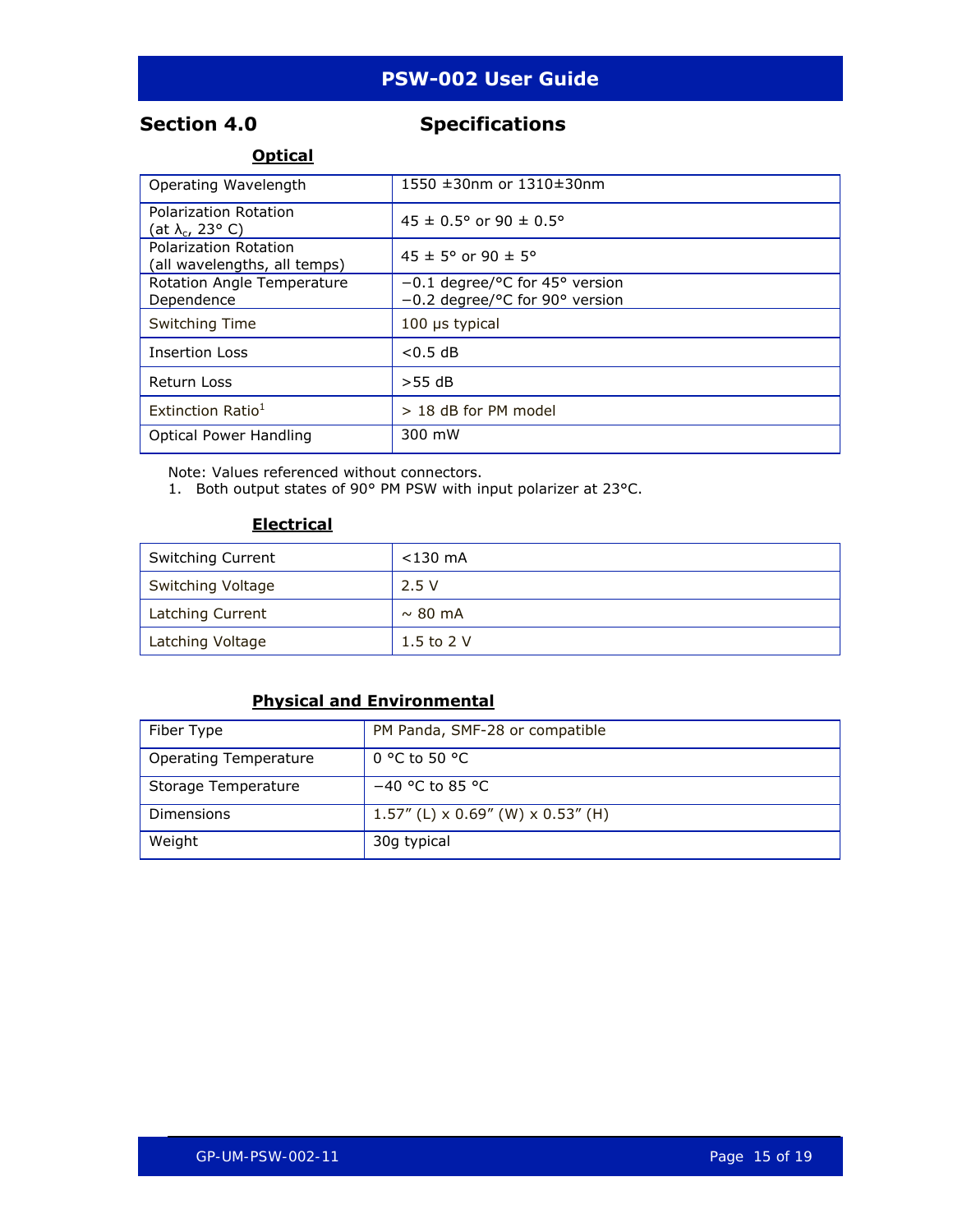## Section 4.0 Specifications

### Optical

| | |
|---|---|
| Operating Wavelength | 1550 ±30nm or 1310±30nm |
| Polarization Rotation (at $\lambda_c$, 23° C) | 45 ± 0.5° or 90 ± 0.5° |
| Polarization Rotation (all wavelengths, all temps) | 45 ± 5° or 90 ± 5° |
| Rotation Angle Temperature Dependence | −0.1 degree/°C for 45° version<br>−0.2 degree/°C for 90° version |
| Switching Time | 100 µs typical |
| Insertion Loss | <0.5 dB |
| Return Loss | >55 dB |
| Extinction Ratio[1] | > 18 dB for PM model |
| Optical Power Handling | 300 mW |

Note: Values referenced without connectors.

1. Both output states of 90° PM PSW with input polarizer at 23°C.

### Electrical

| | |
|---|---|
| Switching Current | <130 mA |
| Switching Voltage | 2.5 V |
| Latching Current | ~ 80 mA |
| Latching Voltage | 1.5 to 2 V |

### Physical and Environmental

| | |
|---|---|
| Fiber Type | PM Panda, SMF-28 or compatible |
| Operating Temperature | 0 °C to 50 °C |
| Storage Temperature | −40 °C to 85 °C |
| Dimensions | 1.57” (L) x 0.69” (W) x 0.53” (H) |
| Weight | 30g typical |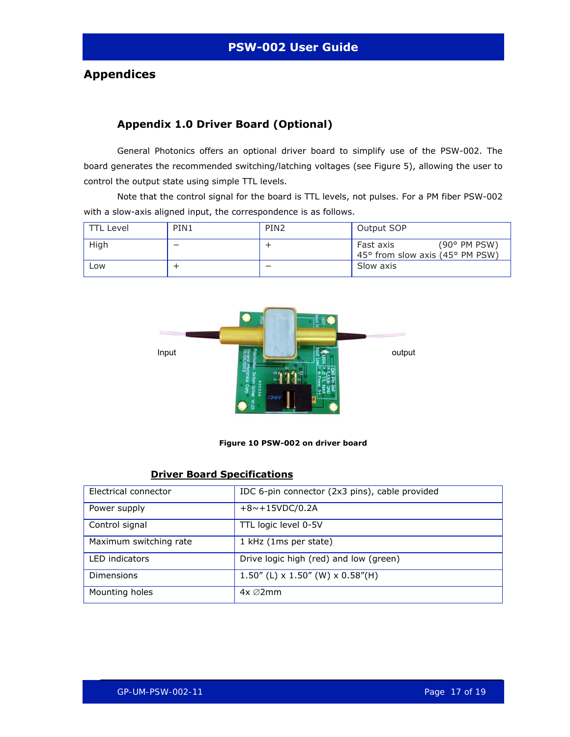## Appendices

### Appendix 1.0 Driver Board (Optional)

General Photonics offers an optional driver board to simplify use of the PSW-002. The board generates the recommended switching/latching voltages (see Figure 5), allowing the user to control the output state using simple TTL levels.

Note that the control signal for the board is TTL levels, not pulses. For a PM fiber PSW-002 with a slow-axis aligned input, the correspondence is as follows.

| TTL Level | PIN1 | PIN2 | Output SOP |
|---|---|---|---|
| High | − | + | Fast axis (90° PM PSW)<br>45° from slow axis (45° PM PSW) |
| Low | + | − | Slow axis |

Figure 10 PSW-002 on driver board

**Driver Board Specifications**

| Electrical connector | IDC 6-pin connector (2x3 pins), cable provided |
|---|---|
| Power supply | +8~+15VDC/0.2A |
| Control signal | TTL logic level 0-5V |
| Maximum switching rate | 1 kHz (1ms per state) |
| LED indicators | Drive logic high (red) and low (green) |
| Dimensions | 1.50" (L) x 1.50" (W) x 0.58"(H) |
| Mounting holes | 4x ∅2mm |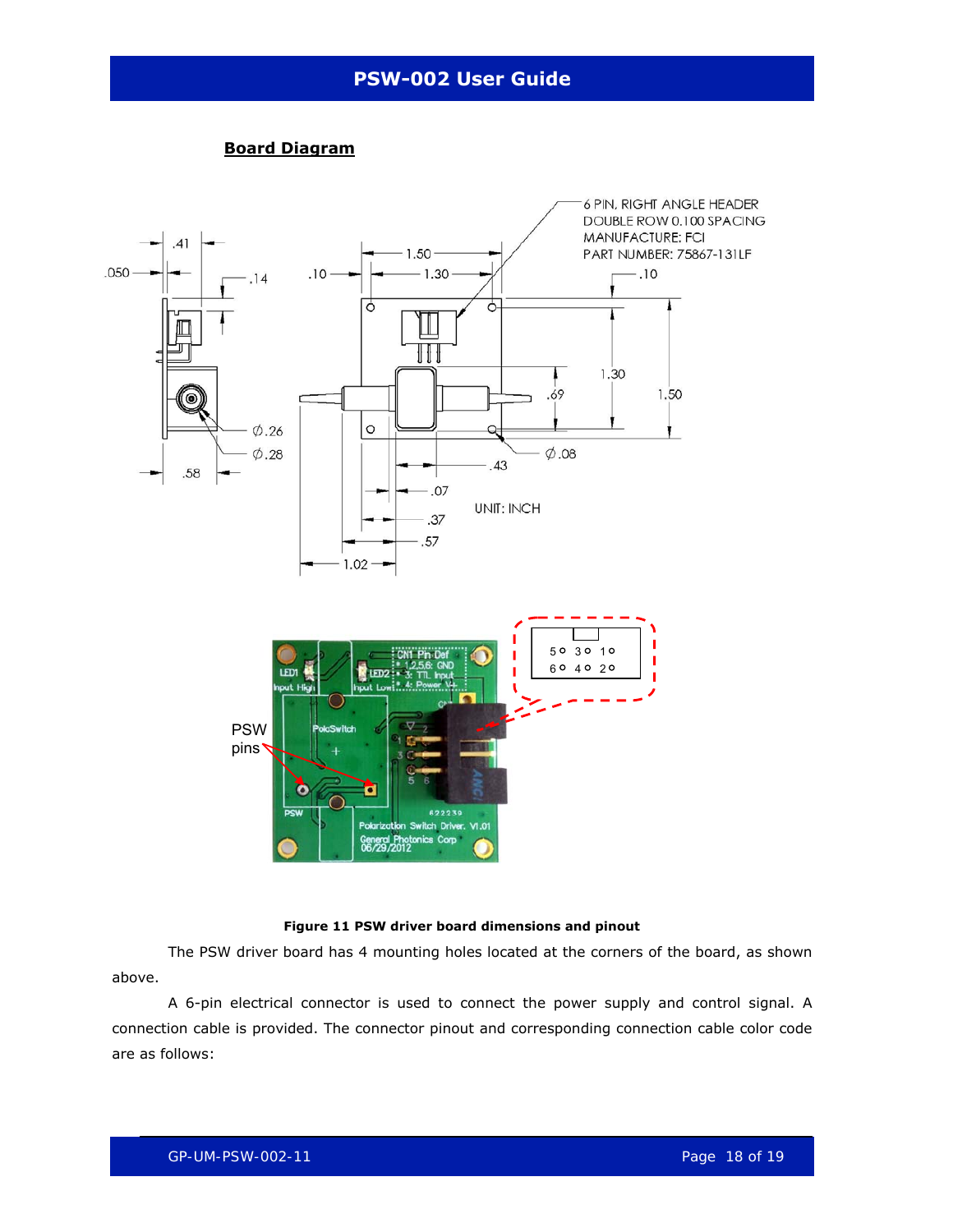## Board Diagram

Figure 11 PSW driver board dimensions and pinout

The PSW driver board has 4 mounting holes located at the corners of the board, as shown above.

A 6-pin electrical connector is used to connect the power supply and control signal. A connection cable is provided. The connector pinout and corresponding connection cable color code are as follows: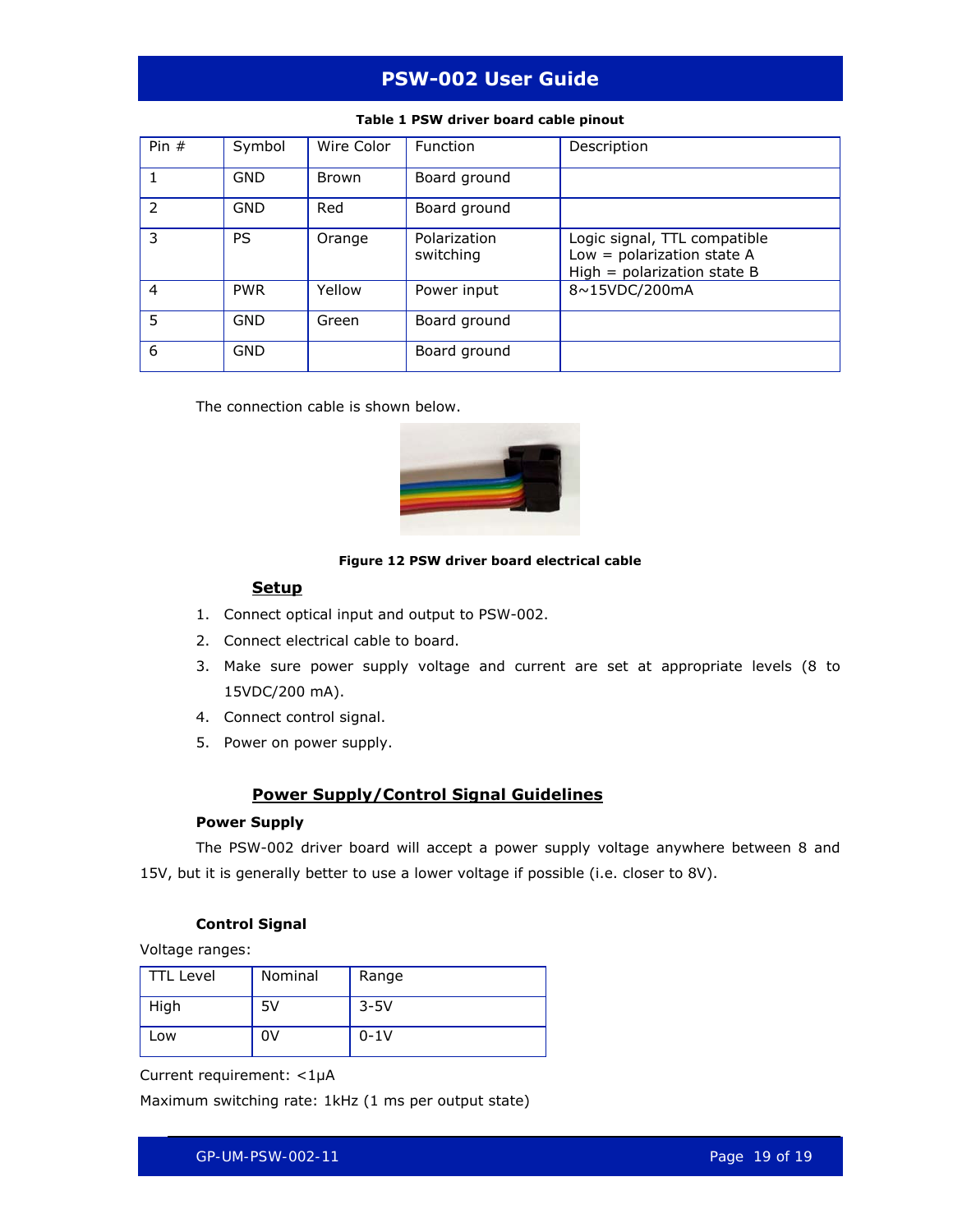**Table 1 PSW driver board cable pinout**

| Pin # | Symbol | Wire Color | Function | Description |
|---|---|---|---|---|
| 1 | GND | Brown | Board ground | |
| 2 | GND | Red | Board ground | |
| 3 | PS | Orange | Polarization switching | Logic signal, TTL compatible<br>Low = polarization state A<br>High = polarization state B |
| 4 | PWR | Yellow | Power input | 8~15VDC/200mA |
| 5 | GND | Green | Board ground | |
| 6 | GND | | Board ground | |

The connection cable is shown below.

**Figure 12 PSW driver board electrical cable**

## Setup

1. Connect optical input and output to PSW-002.
2. Connect electrical cable to board.
3. Make sure power supply voltage and current are set at appropriate levels (8 to 15VDC/200 mA).
4. Connect control signal.
5. Power on power supply.

## Power Supply/Control Signal Guidelines

**Power Supply**

The PSW-002 driver board will accept a power supply voltage anywhere between 8 and 15V, but it is generally better to use a lower voltage if possible (i.e. closer to 8V).

**Control Signal**

Voltage ranges:

| TTL Level | Nominal | Range |
|---|---|---|
| High | 5V | 3-5V |
| Low | 0V | 0-1V |

Current requirement: <1μA

Maximum switching rate: 1kHz (1 ms per output state)